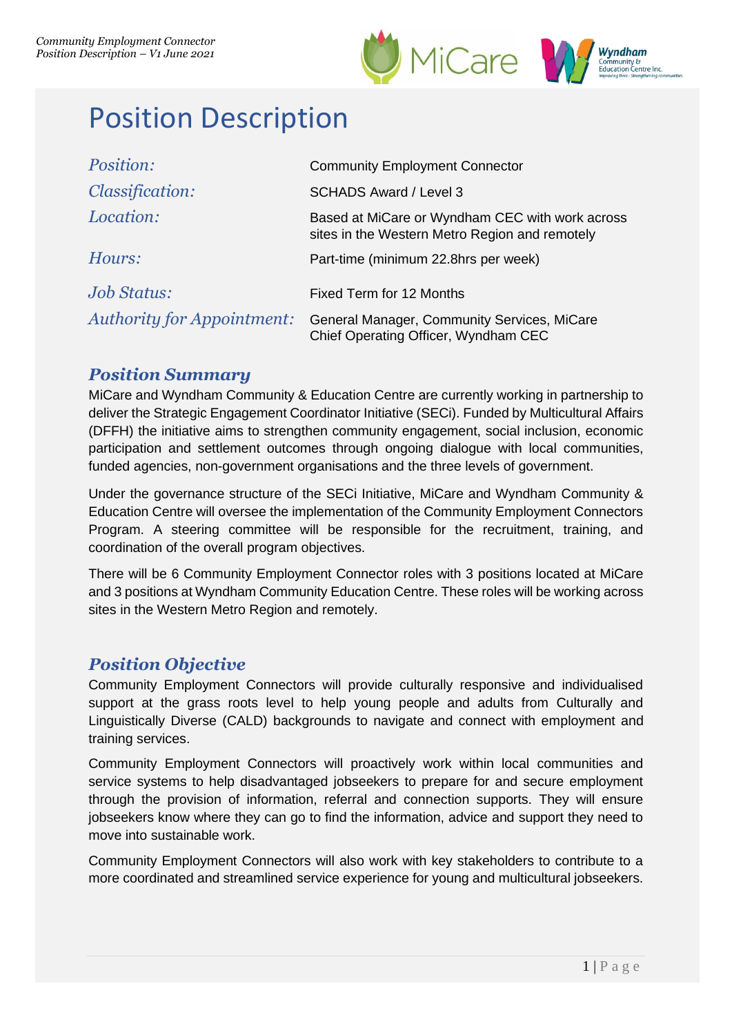# Position Description

| | |
|---|---|
| *Position:* | Community Employment Connector |
| *Classification:* | SCHADS Award / Level 3 |
| *Location:* | Based at MiCare or Wyndham CEC with work across sites in the Western Metro Region and remotely |
| *Hours:* | Part-time (minimum 22.8hrs per week) |
| *Job Status:* | Fixed Term for 12 Months |
| *Authority for Appointment:* | General Manager, Community Services, MiCare<br>Chief Operating Officer, Wyndham CEC |

## *Position Summary*

MiCare and Wyndham Community & Education Centre are currently working in partnership to deliver the Strategic Engagement Coordinator Initiative (SECi). Funded by Multicultural Affairs (DFFH) the initiative aims to strengthen community engagement, social inclusion, economic participation and settlement outcomes through ongoing dialogue with local communities, funded agencies, non-government organisations and the three levels of government.

Under the governance structure of the SECi Initiative, MiCare and Wyndham Community & Education Centre will oversee the implementation of the Community Employment Connectors Program. A steering committee will be responsible for the recruitment, training, and coordination of the overall program objectives.

There will be 6 Community Employment Connector roles with 3 positions located at MiCare and 3 positions at Wyndham Community Education Centre. These roles will be working across sites in the Western Metro Region and remotely.

## *Position Objective*

Community Employment Connectors will provide culturally responsive and individualised support at the grass roots level to help young people and adults from Culturally and Linguistically Diverse (CALD) backgrounds to navigate and connect with employment and training services.

Community Employment Connectors will proactively work within local communities and service systems to help disadvantaged jobseekers to prepare for and secure employment through the provision of information, referral and connection supports. They will ensure jobseekers know where they can go to find the information, advice and support they need to move into sustainable work.

Community Employment Connectors will also work with key stakeholders to contribute to a more coordinated and streamlined service experience for young and multicultural jobseekers.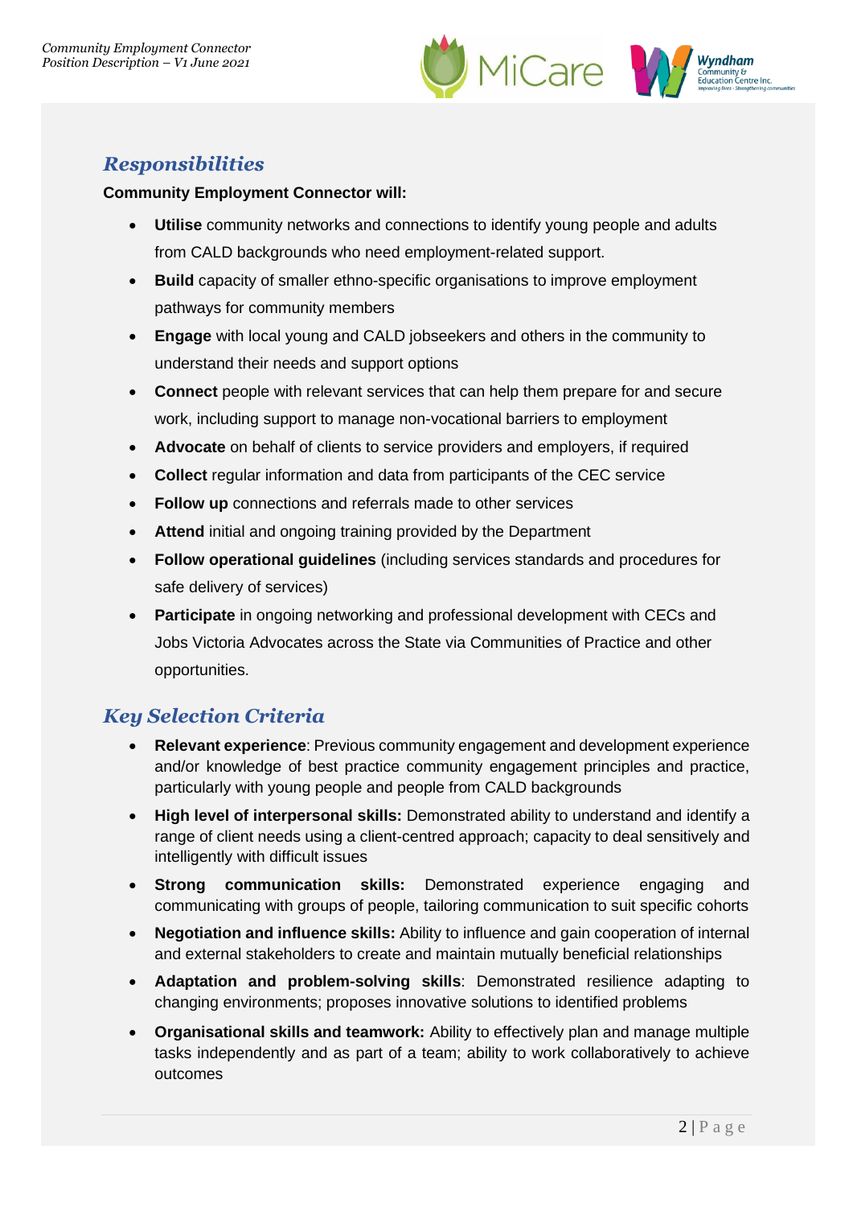## *Responsibilities*

**Community Employment Connector will:**

- **Utilise** community networks and connections to identify young people and adults from CALD backgrounds who need employment-related support.
- **Build** capacity of smaller ethno-specific organisations to improve employment pathways for community members
- **Engage** with local young and CALD jobseekers and others in the community to understand their needs and support options
- **Connect** people with relevant services that can help them prepare for and secure work, including support to manage non-vocational barriers to employment
- **Advocate** on behalf of clients to service providers and employers, if required
- **Collect** regular information and data from participants of the CEC service
- **Follow up** connections and referrals made to other services
- **Attend** initial and ongoing training provided by the Department
- **Follow operational guidelines** (including services standards and procedures for safe delivery of services)
- **Participate** in ongoing networking and professional development with CECs and Jobs Victoria Advocates across the State via Communities of Practice and other opportunities.

## *Key Selection Criteria*

- **Relevant experience**: Previous community engagement and development experience and/or knowledge of best practice community engagement principles and practice, particularly with young people and people from CALD backgrounds
- **High level of interpersonal skills:** Demonstrated ability to understand and identify a range of client needs using a client-centred approach; capacity to deal sensitively and intelligently with difficult issues
- **Strong communication skills:** Demonstrated experience engaging and communicating with groups of people, tailoring communication to suit specific cohorts
- **Negotiation and influence skills:** Ability to influence and gain cooperation of internal and external stakeholders to create and maintain mutually beneficial relationships
- **Adaptation and problem-solving skills**: Demonstrated resilience adapting to changing environments; proposes innovative solutions to identified problems
- **Organisational skills and teamwork:** Ability to effectively plan and manage multiple tasks independently and as part of a team; ability to work collaboratively to achieve outcomes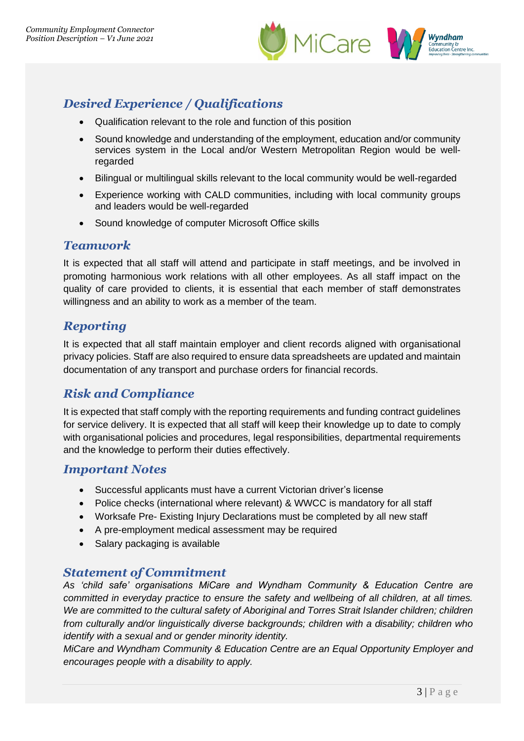## Desired Experience / Qualifications

- Qualification relevant to the role and function of this position
- Sound knowledge and understanding of the employment, education and/or community services system in the Local and/or Western Metropolitan Region would be well-regarded
- Bilingual or multilingual skills relevant to the local community would be well-regarded
- Experience working with CALD communities, including with local community groups and leaders would be well-regarded
- Sound knowledge of computer Microsoft Office skills

## Teamwork

It is expected that all staff will attend and participate in staff meetings, and be involved in promoting harmonious work relations with all other employees. As all staff impact on the quality of care provided to clients, it is essential that each member of staff demonstrates willingness and an ability to work as a member of the team.

## Reporting

It is expected that all staff maintain employer and client records aligned with organisational privacy policies. Staff are also required to ensure data spreadsheets are updated and maintain documentation of any transport and purchase orders for financial records.

## Risk and Compliance

It is expected that staff comply with the reporting requirements and funding contract guidelines for service delivery. It is expected that all staff will keep their knowledge up to date to comply with organisational policies and procedures, legal responsibilities, departmental requirements and the knowledge to perform their duties effectively.

## Important Notes

- Successful applicants must have a current Victorian driver's license
- Police checks (international where relevant) & WWCC is mandatory for all staff
- Worksafe Pre- Existing Injury Declarations must be completed by all new staff
- A pre-employment medical assessment may be required
- Salary packaging is available

## Statement of Commitment

*As 'child safe' organisations MiCare and Wyndham Community & Education Centre are committed in everyday practice to ensure the safety and wellbeing of all children, at all times. We are committed to the cultural safety of Aboriginal and Torres Strait Islander children; children from culturally and/or linguistically diverse backgrounds; children with a disability; children who identify with a sexual and or gender minority identity.*

*MiCare and Wyndham Community & Education Centre are an Equal Opportunity Employer and encourages people with a disability to apply.*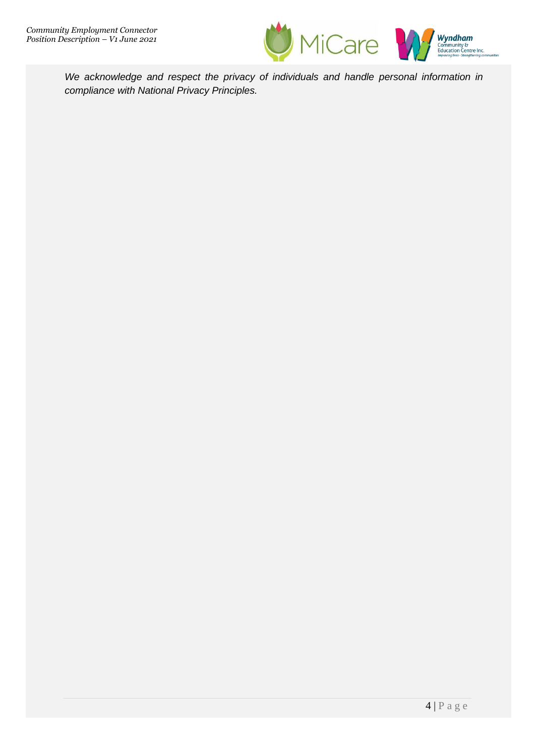*We acknowledge and respect the privacy of individuals and handle personal information in compliance with National Privacy Principles.*